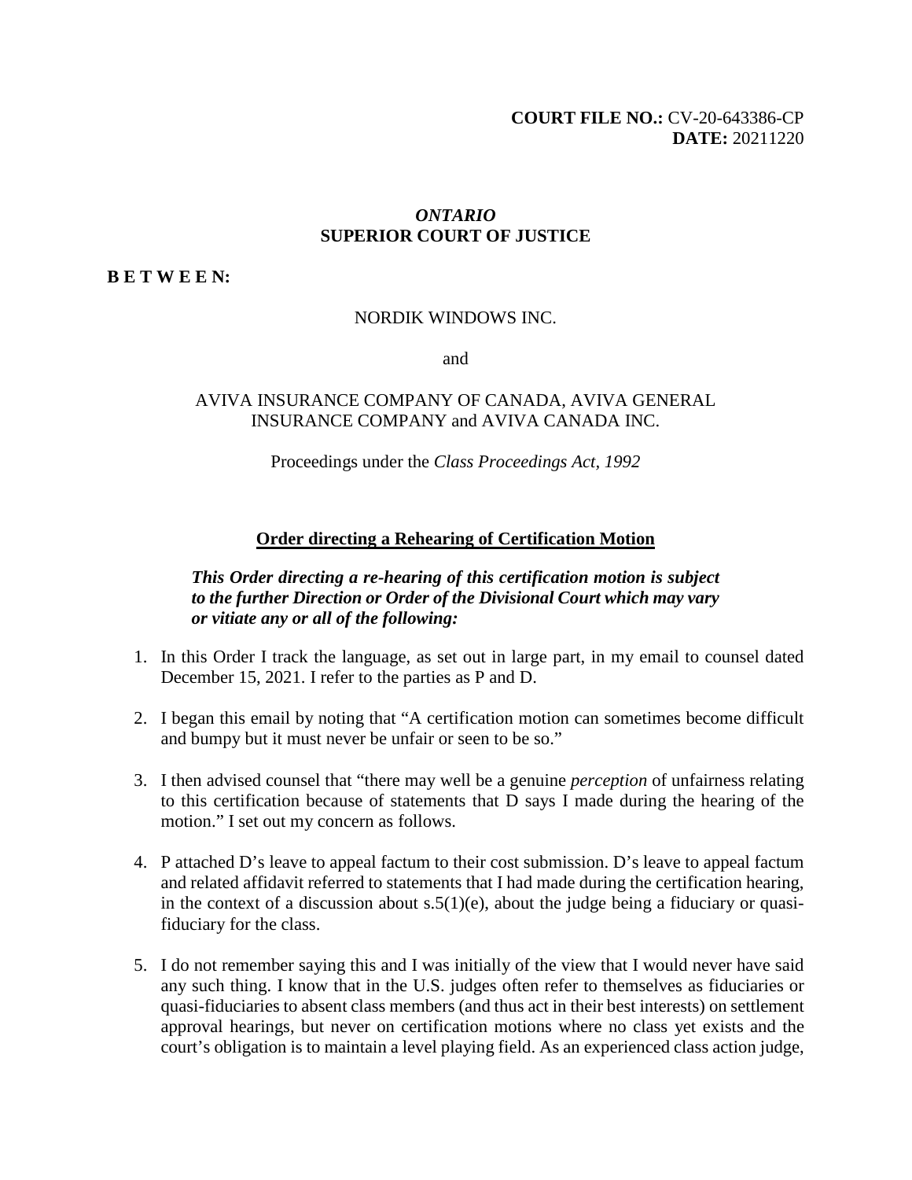**COURT FILE NO.:** CV-20-643386-CP
**DATE:** 20211220

*ONTARIO*
**SUPERIOR COURT OF JUSTICE**

**B E T W E E N:**

NORDIK WINDOWS INC.

and

AVIVA INSURANCE COMPANY OF CANADA, AVIVA GENERAL INSURANCE COMPANY and AVIVA CANADA INC.

Proceedings under the *Class Proceedings Act, 1992*

## Order directing a Rehearing of Certification Motion

***This Order directing a re-hearing of this certification motion is subject to the further Direction or Order of the Divisional Court which may vary or vitiate any or all of the following:***

1. In this Order I track the language, as set out in large part, in my email to counsel dated December 15, 2021. I refer to the parties as P and D.

2. I began this email by noting that "A certification motion can sometimes become difficult and bumpy but it must never be unfair or seen to be so."

3. I then advised counsel that "there may well be a genuine *perception* of unfairness relating to this certification because of statements that D says I made during the hearing of the motion." I set out my concern as follows.

4. P attached D's leave to appeal factum to their cost submission. D's leave to appeal factum and related affidavit referred to statements that I had made during the certification hearing, in the context of a discussion about s.5(1)(e), about the judge being a fiduciary or quasi-fiduciary for the class.

5. I do not remember saying this and I was initially of the view that I would never have said any such thing. I know that in the U.S. judges often refer to themselves as fiduciaries or quasi-fiduciaries to absent class members (and thus act in their best interests) on settlement approval hearings, but never on certification motions where no class yet exists and the court's obligation is to maintain a level playing field. As an experienced class action judge,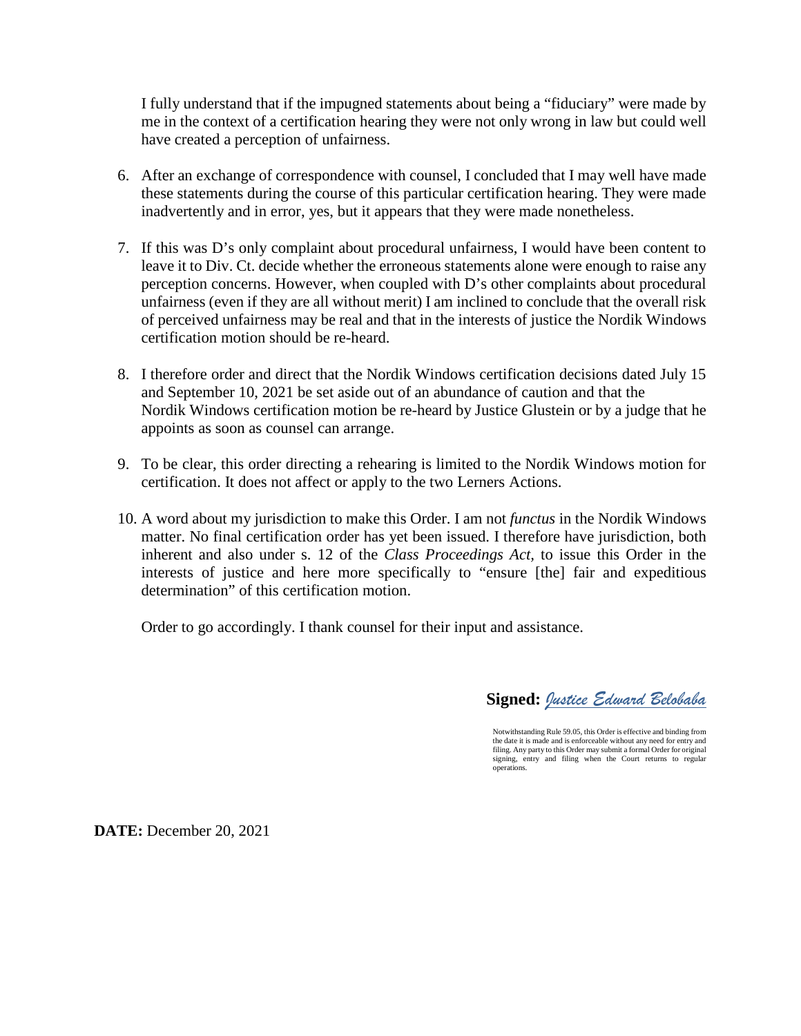I fully understand that if the impugned statements about being a "fiduciary" were made by me in the context of a certification hearing they were not only wrong in law but could well have created a perception of unfairness.

6. After an exchange of correspondence with counsel, I concluded that I may well have made these statements during the course of this particular certification hearing. They were made inadvertently and in error, yes, but it appears that they were made nonetheless.

7. If this was D's only complaint about procedural unfairness, I would have been content to leave it to Div. Ct. decide whether the erroneous statements alone were enough to raise any perception concerns. However, when coupled with D's other complaints about procedural unfairness (even if they are all without merit) I am inclined to conclude that the overall risk of perceived unfairness may be real and that in the interests of justice the Nordik Windows certification motion should be re-heard.

8. I therefore order and direct that the Nordik Windows certification decisions dated July 15 and September 10, 2021 be set aside out of an abundance of caution and that the Nordik Windows certification motion be re-heard by Justice Glustein or by a judge that he appoints as soon as counsel can arrange.

9. To be clear, this order directing a rehearing is limited to the Nordik Windows motion for certification. It does not affect or apply to the two Lerners Actions.

10. A word about my jurisdiction to make this Order. I am not *functus* in the Nordik Windows matter. No final certification order has yet been issued. I therefore have jurisdiction, both inherent and also under s. 12 of the *Class Proceedings Act*, to issue this Order in the interests of justice and here more specifically to "ensure [the] fair and expeditious determination" of this certification motion.

Order to go accordingly. I thank counsel for their input and assistance.

**Signed:** *Justice Edward Belobaba*

Notwithstanding Rule 59.05, this Order is effective and binding from the date it is made and is enforceable without any need for entry and filing. Any party to this Order may submit a formal Order for original signing, entry and filing when the Court returns to regular operations.

**DATE:** December 20, 2021